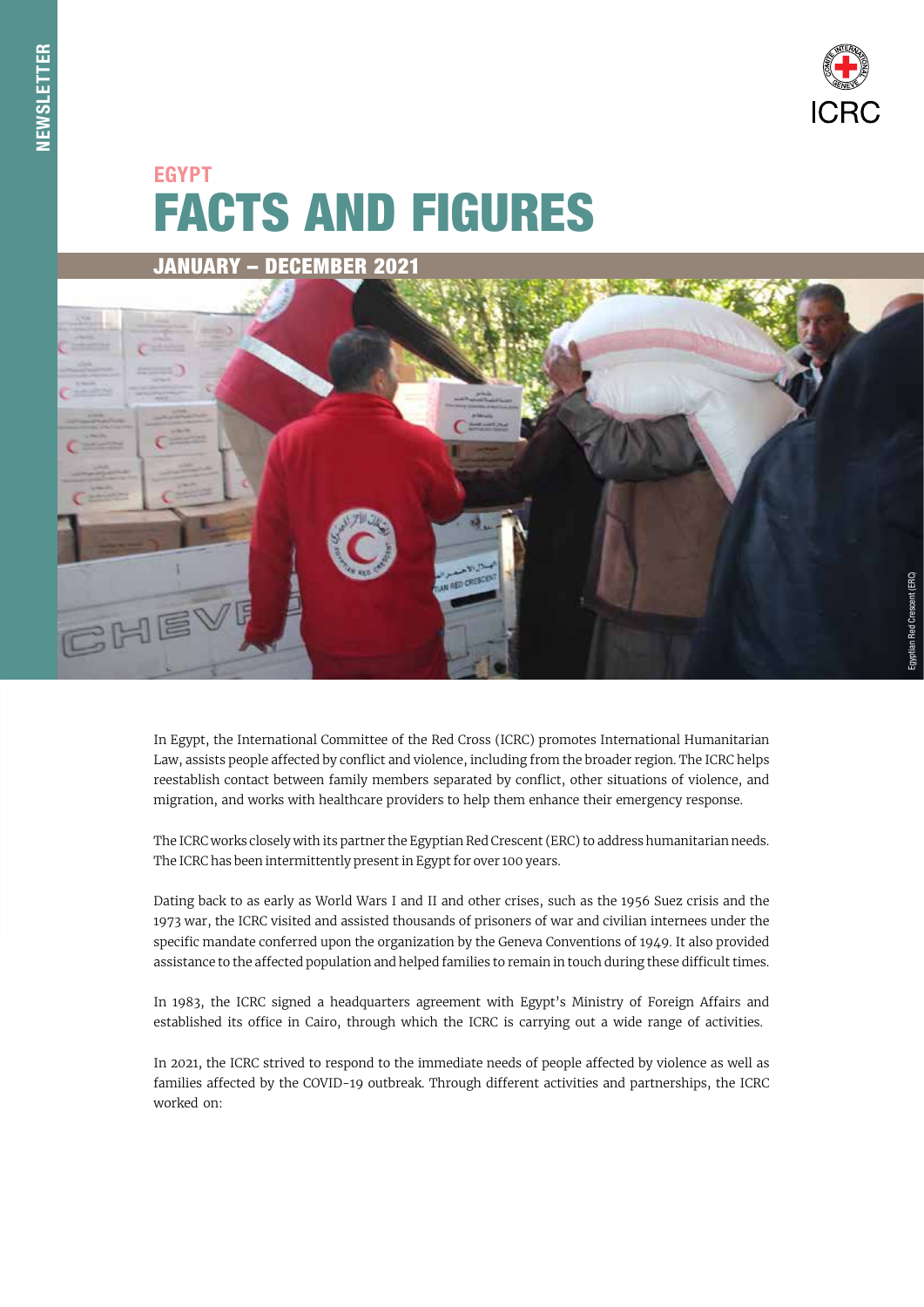NEWSLETTER

# EGYPT
# FACTS AND FIGURES

## JANUARY – DECEMBER 2021

Egyptian Red Crescent (ERC)

In Egypt, the International Committee of the Red Cross (ICRC) promotes International Humanitarian Law, assists people affected by conflict and violence, including from the broader region. The ICRC helps reestablish contact between family members separated by conflict, other situations of violence, and migration, and works with healthcare providers to help them enhance their emergency response.

The ICRC works closely with its partner the Egyptian Red Crescent (ERC) to address humanitarian needs. The ICRC has been intermittently present in Egypt for over 100 years.

Dating back to as early as World Wars I and II and other crises, such as the 1956 Suez crisis and the 1973 war, the ICRC visited and assisted thousands of prisoners of war and civilian internees under the specific mandate conferred upon the organization by the Geneva Conventions of 1949. It also provided assistance to the affected population and helped families to remain in touch during these difficult times.

In 1983, the ICRC signed a headquarters agreement with Egypt's Ministry of Foreign Affairs and established its office in Cairo, through which the ICRC is carrying out a wide range of activities.

In 2021, the ICRC strived to respond to the immediate needs of people affected by violence as well as families affected by the COVID-19 outbreak. Through different activities and partnerships, the ICRC worked on: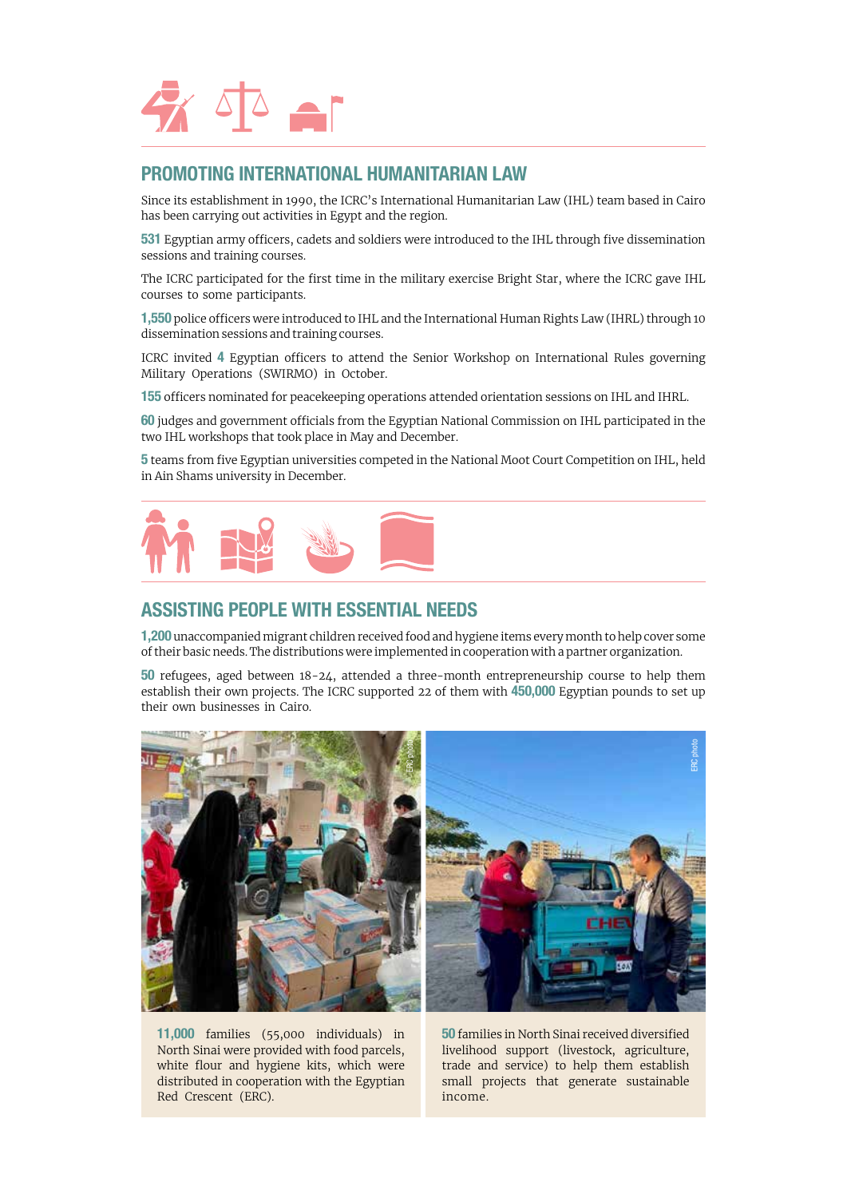## PROMOTING INTERNATIONAL HUMANITARIAN LAW

Since its establishment in 1990, the ICRC's International Humanitarian Law (IHL) team based in Cairo has been carrying out activities in Egypt and the region.

**531** Egyptian army officers, cadets and soldiers were introduced to the IHL through five dissemination sessions and training courses.

The ICRC participated for the first time in the military exercise Bright Star, where the ICRC gave IHL courses to some participants.

**1,550** police officers were introduced to IHL and the International Human Rights Law (IHRL) through 10 dissemination sessions and training courses.

ICRC invited **4** Egyptian officers to attend the Senior Workshop on International Rules governing Military Operations (SWIRMO) in October.

**155** officers nominated for peacekeeping operations attended orientation sessions on IHL and IHRL.

**60** judges and government officials from the Egyptian National Commission on IHL participated in the two IHL workshops that took place in May and December.

**5** teams from five Egyptian universities competed in the National Moot Court Competition on IHL, held in Ain Shams university in December.

## ASSISTING PEOPLE WITH ESSENTIAL NEEDS

**1,200** unaccompanied migrant children received food and hygiene items every month to help cover some of their basic needs. The distributions were implemented in cooperation with a partner organization.

**50** refugees, aged between 18-24, attended a three-month entrepreneurship course to help them establish their own projects. The ICRC supported 22 of them with **450,000** Egyptian pounds to set up their own businesses in Cairo.

ERC photo

**11,000** families (55,000 individuals) in North Sinai were provided with food parcels, white flour and hygiene kits, which were distributed in cooperation with the Egyptian Red Crescent (ERC).

ERC photo

**50** families in North Sinai received diversified livelihood support (livestock, agriculture, trade and service) to help them establish small projects that generate sustainable income.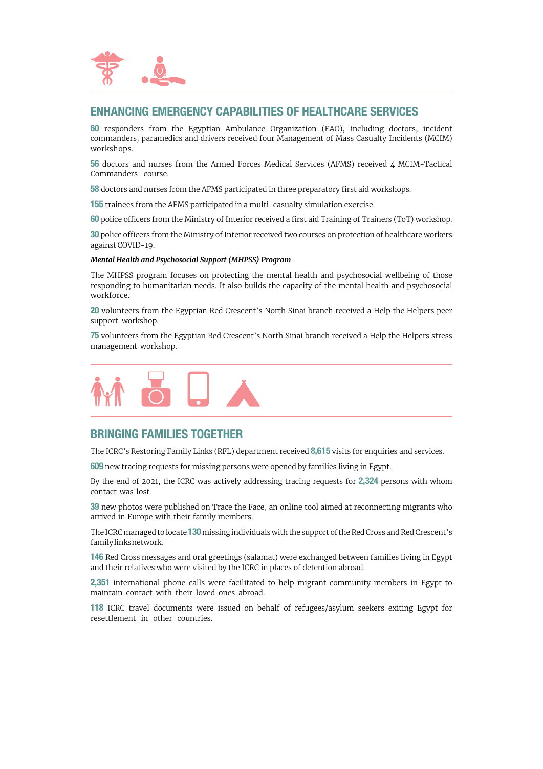## ENHANCING EMERGENCY CAPABILITIES OF HEALTHCARE SERVICES

**60** responders from the Egyptian Ambulance Organization (EAO), including doctors, incident commanders, paramedics and drivers received four Management of Mass Casualty Incidents (MCIM) workshops.

**56** doctors and nurses from the Armed Forces Medical Services (AFMS) received 4 MCIM-Tactical Commanders course.

**58** doctors and nurses from the AFMS participated in three preparatory first aid workshops.

**155** trainees from the AFMS participated in a multi-casualty simulation exercise.

**60** police officers from the Ministry of Interior received a first aid Training of Trainers (ToT) workshop.

**30** police officers from the Ministry of Interior received two courses on protection of healthcare workers against COVID-19.

***Mental Health and Psychosocial Support (MHPSS) Program***

The MHPSS program focuses on protecting the mental health and psychosocial wellbeing of those responding to humanitarian needs. It also builds the capacity of the mental health and psychosocial workforce.

**20** volunteers from the Egyptian Red Crescent's North Sinai branch received a Help the Helpers peer support workshop.

**75** volunteers from the Egyptian Red Crescent's North Sinai branch received a Help the Helpers stress management workshop.

## BRINGING FAMILIES TOGETHER

The ICRC's Restoring Family Links (RFL) department received **8,615** visits for enquiries and services.

**609** new tracing requests for missing persons were opened by families living in Egypt.

By the end of 2021, the ICRC was actively addressing tracing requests for **2,324** persons with whom contact was lost.

**39** new photos were published on Trace the Face, an online tool aimed at reconnecting migrants who arrived in Europe with their family members.

The ICRC managed to locate **130** missing individuals with the support of the Red Cross and Red Crescent's family links network.

**146** Red Cross messages and oral greetings (salamat) were exchanged between families living in Egypt and their relatives who were visited by the ICRC in places of detention abroad.

**2,351** international phone calls were facilitated to help migrant community members in Egypt to maintain contact with their loved ones abroad.

**118** ICRC travel documents were issued on behalf of refugees/asylum seekers exiting Egypt for resettlement in other countries.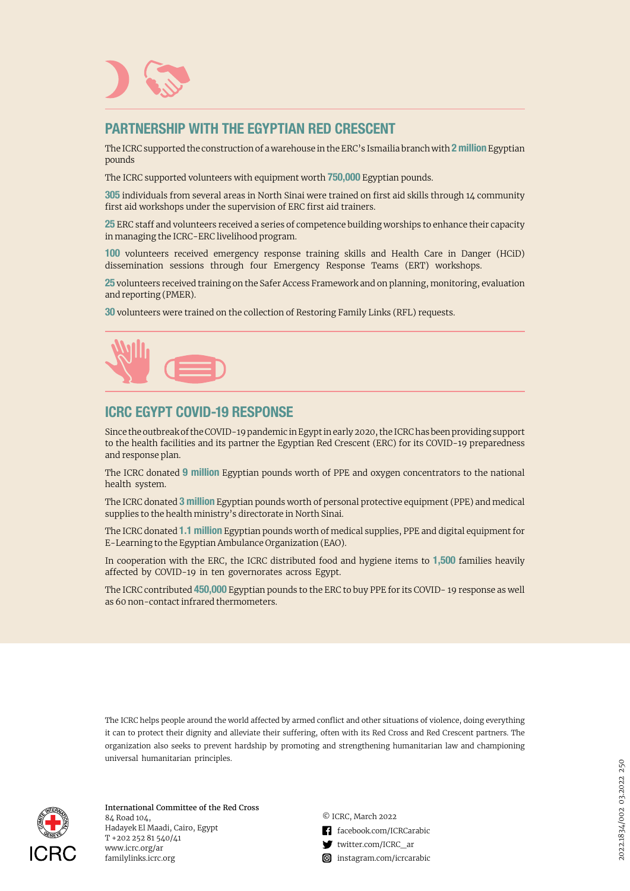## PARTNERSHIP WITH THE EGYPTIAN RED CRESCENT

The ICRC supported the construction of a warehouse in the ERC's Ismailia branch with **2 million** Egyptian pounds

The ICRC supported volunteers with equipment worth **750,000** Egyptian pounds.

**305** individuals from several areas in North Sinai were trained on first aid skills through 14 community first aid workshops under the supervision of ERC first aid trainers.

**25** ERC staff and volunteers received a series of competence building worships to enhance their capacity in managing the ICRC-ERC livelihood program.

**100** volunteers received emergency response training skills and Health Care in Danger (HCiD) dissemination sessions through four Emergency Response Teams (ERT) workshops.

**25** volunteers received training on the Safer Access Framework and on planning, monitoring, evaluation and reporting (PMER).

**30** volunteers were trained on the collection of Restoring Family Links (RFL) requests.

## ICRC EGYPT COVID-19 RESPONSE

Since the outbreak of the COVID-19 pandemic in Egypt in early 2020, the ICRC has been providing support to the health facilities and its partner the Egyptian Red Crescent (ERC) for its COVID-19 preparedness and response plan.

The ICRC donated **9 million** Egyptian pounds worth of PPE and oxygen concentrators to the national health system.

The ICRC donated **3 million** Egyptian pounds worth of personal protective equipment (PPE) and medical supplies to the health ministry's directorate in North Sinai.

The ICRC donated **1.1 million** Egyptian pounds worth of medical supplies, PPE and digital equipment for E-Learning to the Egyptian Ambulance Organization (EAO).

In cooperation with the ERC, the ICRC distributed food and hygiene items to **1,500** families heavily affected by COVID-19 in ten governorates across Egypt.

The ICRC contributed **450,000** Egyptian pounds to the ERC to buy PPE for its COVID- 19 response as well as 60 non-contact infrared thermometers.

The ICRC helps people around the world affected by armed conflict and other situations of violence, doing everything it can to protect their dignity and alleviate their suffering, often with its Red Cross and Red Crescent partners. The organization also seeks to prevent hardship by promoting and strengthening humanitarian law and championing universal humanitarian principles.

ICRC

International Committee of the Red Cross
84 Road 104,
Hadayek El Maadi, Cairo, Egypt
T +202 252 81 540/41
www.icrc.org/ar
familylinks.icrc.org

© ICRC, March 2022

facebook.com/ICRCarabic
twitter.com/ICRC_ar
instagram.com/icrcarabic

2022.1834/002 03.2022 250